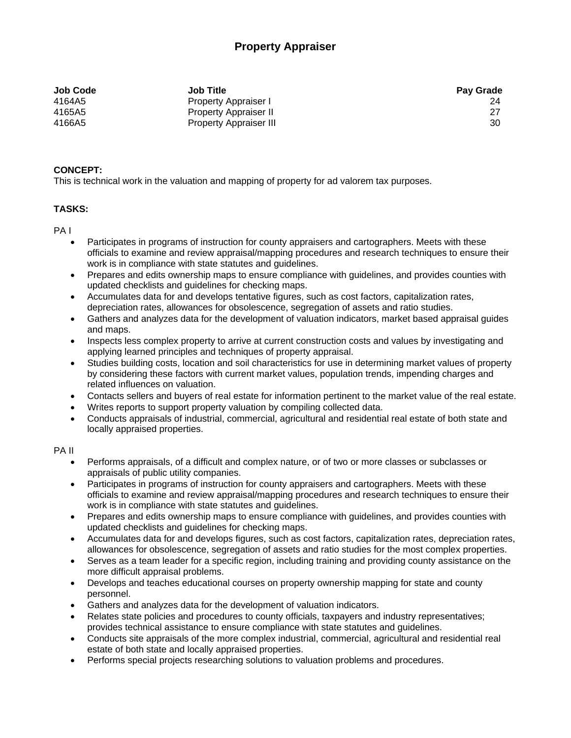# Property Appraiser

| Job Code | Job Title | Pay Grade |
|---|---|---|
| 4164A5 | Property Appraiser I | 24 |
| 4165A5 | Property Appraiser II | 27 |
| 4166A5 | Property Appraiser III | 30 |

**CONCEPT:**
This is technical work in the valuation and mapping of property for ad valorem tax purposes.

**TASKS:**

PA I

- Participates in programs of instruction for county appraisers and cartographers. Meets with these officials to examine and review appraisal/mapping procedures and research techniques to ensure their work is in compliance with state statutes and guidelines.
- Prepares and edits ownership maps to ensure compliance with guidelines, and provides counties with updated checklists and guidelines for checking maps.
- Accumulates data for and develops tentative figures, such as cost factors, capitalization rates, depreciation rates, allowances for obsolescence, segregation of assets and ratio studies.
- Gathers and analyzes data for the development of valuation indicators, market based appraisal guides and maps.
- Inspects less complex property to arrive at current construction costs and values by investigating and applying learned principles and techniques of property appraisal.
- Studies building costs, location and soil characteristics for use in determining market values of property by considering these factors with current market values, population trends, impending charges and related influences on valuation.
- Contacts sellers and buyers of real estate for information pertinent to the market value of the real estate.
- Writes reports to support property valuation by compiling collected data.
- Conducts appraisals of industrial, commercial, agricultural and residential real estate of both state and locally appraised properties.

PA II

- Performs appraisals, of a difficult and complex nature, or of two or more classes or subclasses or appraisals of public utility companies.
- Participates in programs of instruction for county appraisers and cartographers. Meets with these officials to examine and review appraisal/mapping procedures and research techniques to ensure their work is in compliance with state statutes and guidelines.
- Prepares and edits ownership maps to ensure compliance with guidelines, and provides counties with updated checklists and guidelines for checking maps.
- Accumulates data for and develops figures, such as cost factors, capitalization rates, depreciation rates, allowances for obsolescence, segregation of assets and ratio studies for the most complex properties.
- Serves as a team leader for a specific region, including training and providing county assistance on the more difficult appraisal problems.
- Develops and teaches educational courses on property ownership mapping for state and county personnel.
- Gathers and analyzes data for the development of valuation indicators.
- Relates state policies and procedures to county officials, taxpayers and industry representatives; provides technical assistance to ensure compliance with state statutes and guidelines.
- Conducts site appraisals of the more complex industrial, commercial, agricultural and residential real estate of both state and locally appraised properties.
- Performs special projects researching solutions to valuation problems and procedures.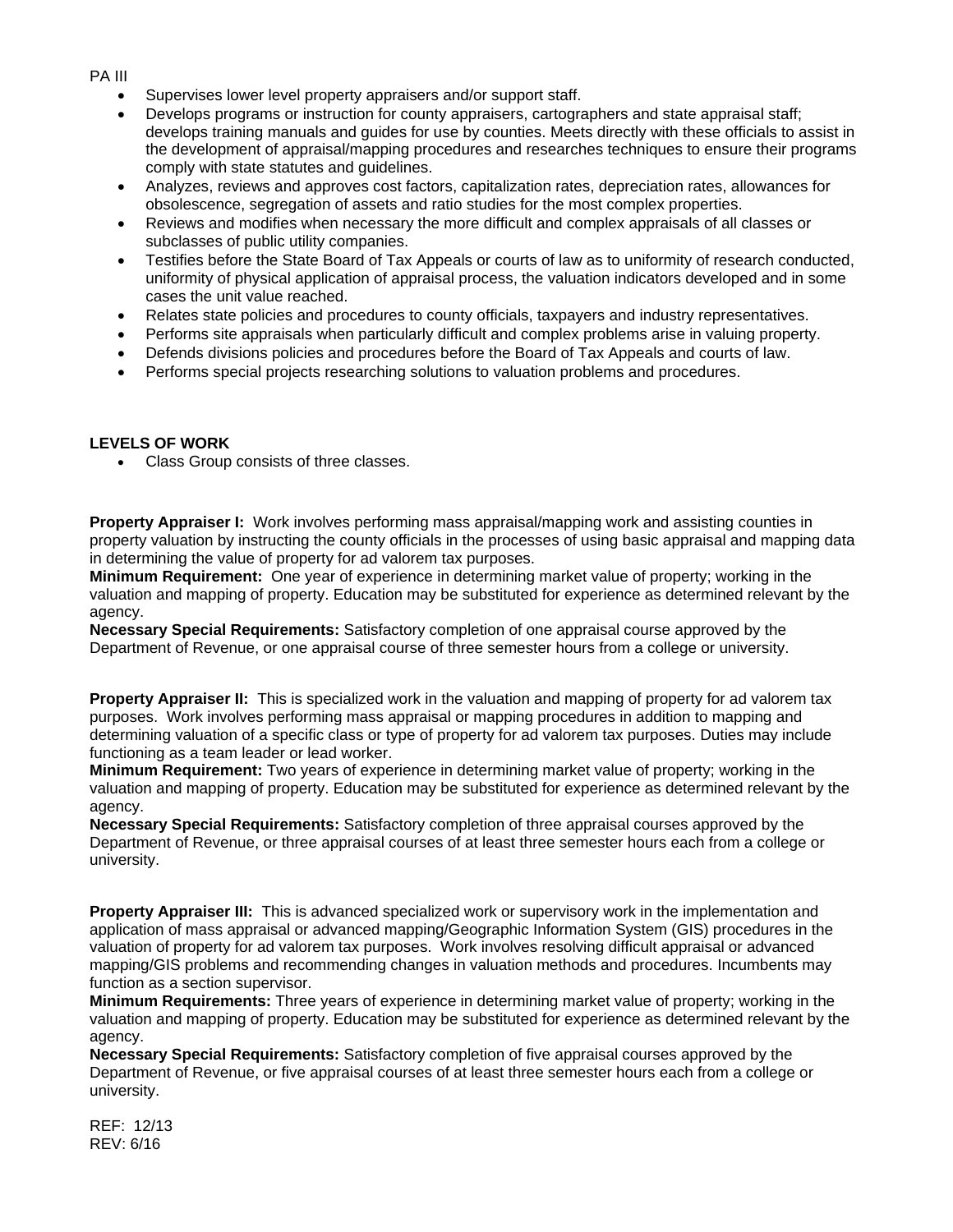PA III

- Supervises lower level property appraisers and/or support staff.
- Develops programs or instruction for county appraisers, cartographers and state appraisal staff; develops training manuals and guides for use by counties. Meets directly with these officials to assist in the development of appraisal/mapping procedures and researches techniques to ensure their programs comply with state statutes and guidelines.
- Analyzes, reviews and approves cost factors, capitalization rates, depreciation rates, allowances for obsolescence, segregation of assets and ratio studies for the most complex properties.
- Reviews and modifies when necessary the more difficult and complex appraisals of all classes or subclasses of public utility companies.
- Testifies before the State Board of Tax Appeals or courts of law as to uniformity of research conducted, uniformity of physical application of appraisal process, the valuation indicators developed and in some cases the unit value reached.
- Relates state policies and procedures to county officials, taxpayers and industry representatives.
- Performs site appraisals when particularly difficult and complex problems arise in valuing property.
- Defends divisions policies and procedures before the Board of Tax Appeals and courts of law.
- Performs special projects researching solutions to valuation problems and procedures.

**LEVELS OF WORK**

- Class Group consists of three classes.

**Property Appraiser I:** Work involves performing mass appraisal/mapping work and assisting counties in property valuation by instructing the county officials in the processes of using basic appraisal and mapping data in determining the value of property for ad valorem tax purposes.
**Minimum Requirement:** One year of experience in determining market value of property; working in the valuation and mapping of property. Education may be substituted for experience as determined relevant by the agency.
**Necessary Special Requirements:** Satisfactory completion of one appraisal course approved by the Department of Revenue, or one appraisal course of three semester hours from a college or university.

**Property Appraiser II:** This is specialized work in the valuation and mapping of property for ad valorem tax purposes. Work involves performing mass appraisal or mapping procedures in addition to mapping and determining valuation of a specific class or type of property for ad valorem tax purposes. Duties may include functioning as a team leader or lead worker.
**Minimum Requirement:** Two years of experience in determining market value of property; working in the valuation and mapping of property. Education may be substituted for experience as determined relevant by the agency.
**Necessary Special Requirements:** Satisfactory completion of three appraisal courses approved by the Department of Revenue, or three appraisal courses of at least three semester hours each from a college or university.

**Property Appraiser III:** This is advanced specialized work or supervisory work in the implementation and application of mass appraisal or advanced mapping/Geographic Information System (GIS) procedures in the valuation of property for ad valorem tax purposes. Work involves resolving difficult appraisal or advanced mapping/GIS problems and recommending changes in valuation methods and procedures. Incumbents may function as a section supervisor.
**Minimum Requirements:** Three years of experience in determining market value of property; working in the valuation and mapping of property. Education may be substituted for experience as determined relevant by the agency.
**Necessary Special Requirements:** Satisfactory completion of five appraisal courses approved by the Department of Revenue, or five appraisal courses of at least three semester hours each from a college or university.

REF: 12/13
REV: 6/16